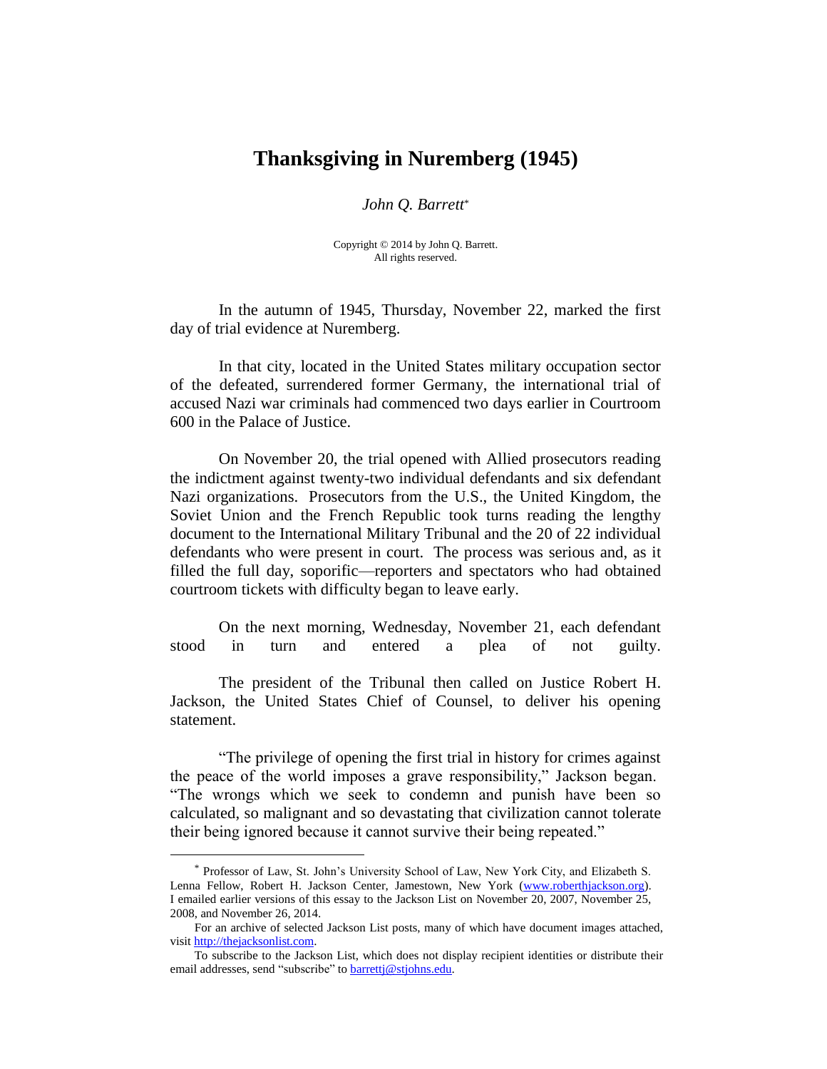# Thanksgiving in Nuremberg (1945)

*John Q. Barrett*[*]

Copyright © 2014 by John Q. Barrett.
All rights reserved.

In the autumn of 1945, Thursday, November 22, marked the first day of trial evidence at Nuremberg.

In that city, located in the United States military occupation sector of the defeated, surrendered former Germany, the international trial of accused Nazi war criminals had commenced two days earlier in Courtroom 600 in the Palace of Justice.

On November 20, the trial opened with Allied prosecutors reading the indictment against twenty-two individual defendants and six defendant Nazi organizations. Prosecutors from the U.S., the United Kingdom, the Soviet Union and the French Republic took turns reading the lengthy document to the International Military Tribunal and the 20 of 22 individual defendants who were present in court. The process was serious and, as it filled the full day, soporific—reporters and spectators who had obtained courtroom tickets with difficulty began to leave early.

On the next morning, Wednesday, November 21, each defendant stood in turn and entered a plea of not guilty.

The president of the Tribunal then called on Justice Robert H. Jackson, the United States Chief of Counsel, to deliver his opening statement.

"The privilege of opening the first trial in history for crimes against the peace of the world imposes a grave responsibility," Jackson began. "The wrongs which we seek to condemn and punish have been so calculated, so malignant and so devastating that civilization cannot tolerate their being ignored because it cannot survive their being repeated."

---

[*] Professor of Law, St. John's University School of Law, New York City, and Elizabeth S. Lenna Fellow, Robert H. Jackson Center, Jamestown, New York (www.roberthjackson.org). I emailed earlier versions of this essay to the Jackson List on November 20, 2007, November 25, 2008, and November 26, 2014.

For an archive of selected Jackson List posts, many of which have document images attached, visit http://thejacksonlist.com.

To subscribe to the Jackson List, which does not display recipient identities or distribute their email addresses, send "subscribe" to barrettj@stjohns.edu.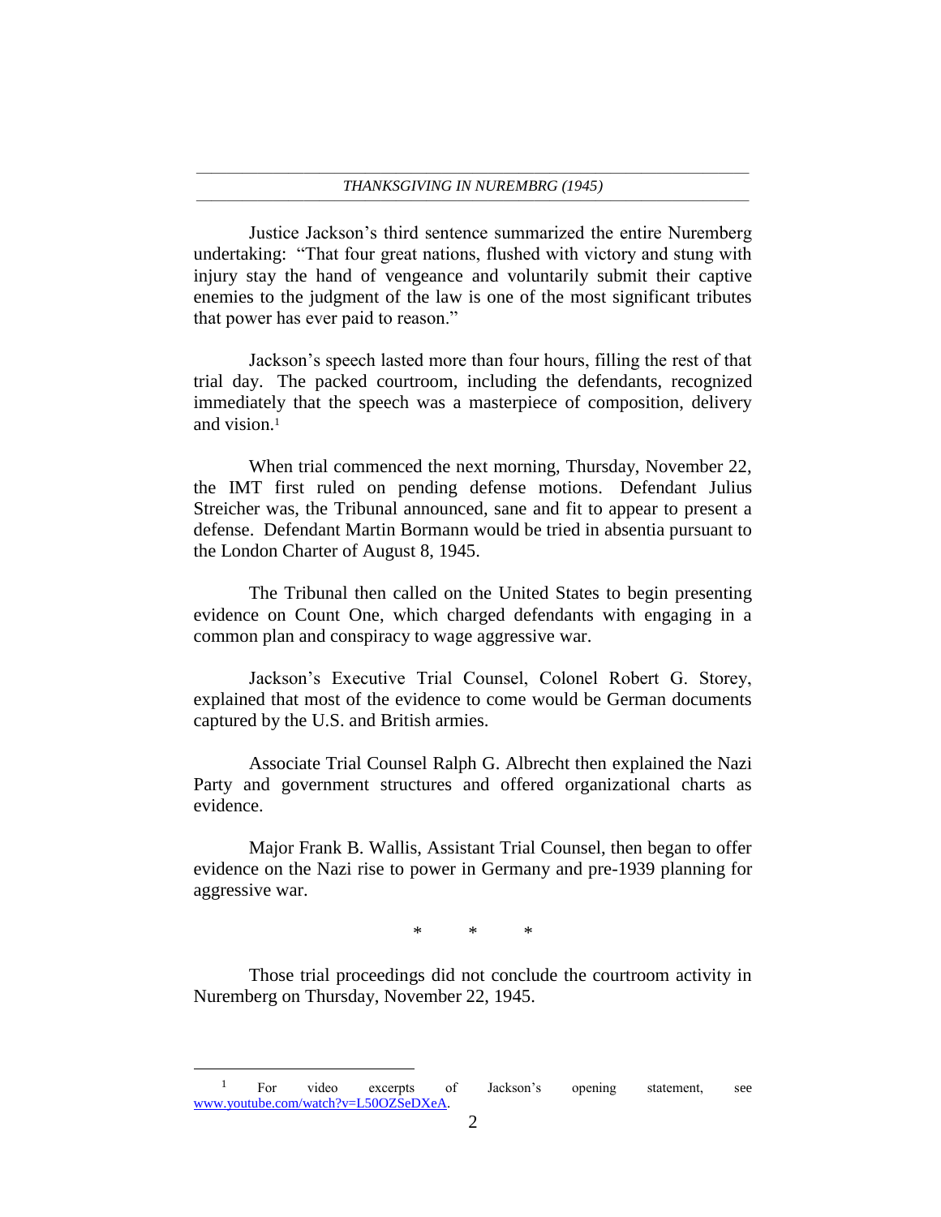Justice Jackson's third sentence summarized the entire Nuremberg undertaking: "That four great nations, flushed with victory and stung with injury stay the hand of vengeance and voluntarily submit their captive enemies to the judgment of the law is one of the most significant tributes that power has ever paid to reason."

Jackson's speech lasted more than four hours, filling the rest of that trial day. The packed courtroom, including the defendants, recognized immediately that the speech was a masterpiece of composition, delivery and vision.[1]

When trial commenced the next morning, Thursday, November 22, the IMT first ruled on pending defense motions. Defendant Julius Streicher was, the Tribunal announced, sane and fit to appear to present a defense. Defendant Martin Bormann would be tried in absentia pursuant to the London Charter of August 8, 1945.

The Tribunal then called on the United States to begin presenting evidence on Count One, which charged defendants with engaging in a common plan and conspiracy to wage aggressive war.

Jackson's Executive Trial Counsel, Colonel Robert G. Storey, explained that most of the evidence to come would be German documents captured by the U.S. and British armies.

Associate Trial Counsel Ralph G. Albrecht then explained the Nazi Party and government structures and offered organizational charts as evidence.

Major Frank B. Wallis, Assistant Trial Counsel, then began to offer evidence on the Nazi rise to power in Germany and pre-1939 planning for aggressive war.

\*     \*     \*

Those trial proceedings did not conclude the courtroom activity in Nuremberg on Thursday, November 22, 1945.

---

[1] For video excerpts of Jackson's opening statement, see www.youtube.com/watch?v=L50OZSeDXeA.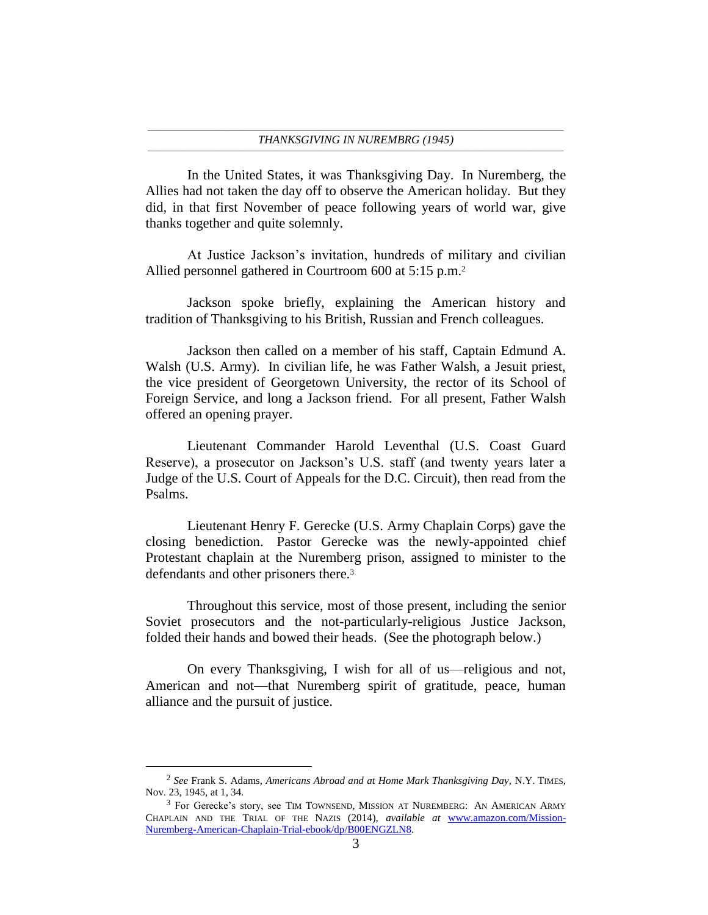In the United States, it was Thanksgiving Day. In Nuremberg, the Allies had not taken the day off to observe the American holiday. But they did, in that first November of peace following years of world war, give thanks together and quite solemnly.

At Justice Jackson's invitation, hundreds of military and civilian Allied personnel gathered in Courtroom 600 at 5:15 p.m.[2]

Jackson spoke briefly, explaining the American history and tradition of Thanksgiving to his British, Russian and French colleagues.

Jackson then called on a member of his staff, Captain Edmund A. Walsh (U.S. Army). In civilian life, he was Father Walsh, a Jesuit priest, the vice president of Georgetown University, the rector of its School of Foreign Service, and long a Jackson friend. For all present, Father Walsh offered an opening prayer.

Lieutenant Commander Harold Leventhal (U.S. Coast Guard Reserve), a prosecutor on Jackson's U.S. staff (and twenty years later a Judge of the U.S. Court of Appeals for the D.C. Circuit), then read from the Psalms.

Lieutenant Henry F. Gerecke (U.S. Army Chaplain Corps) gave the closing benediction. Pastor Gerecke was the newly-appointed chief Protestant chaplain at the Nuremberg prison, assigned to minister to the defendants and other prisoners there.[3]

Throughout this service, most of those present, including the senior Soviet prosecutors and the not-particularly-religious Justice Jackson, folded their hands and bowed their heads. (See the photograph below.)

On every Thanksgiving, I wish for all of us—religious and not, American and not—that Nuremberg spirit of gratitude, peace, human alliance and the pursuit of justice.

---

[2] *See* Frank S. Adams, *Americans Abroad and at Home Mark Thanksgiving Day*, N.Y. TIMES, Nov. 23, 1945, at 1, 34.

[3] For Gerecke's story, see TIM TOWNSEND, MISSION AT NUREMBERG: AN AMERICAN ARMY CHAPLAIN AND THE TRIAL OF THE NAZIS (2014), *available at* [www.amazon.com/Mission-Nuremberg-American-Chaplain-Trial-ebook/dp/B00ENGZLN8](www.amazon.com/Mission-Nuremberg-American-Chaplain-Trial-ebook/dp/B00ENGZLN8).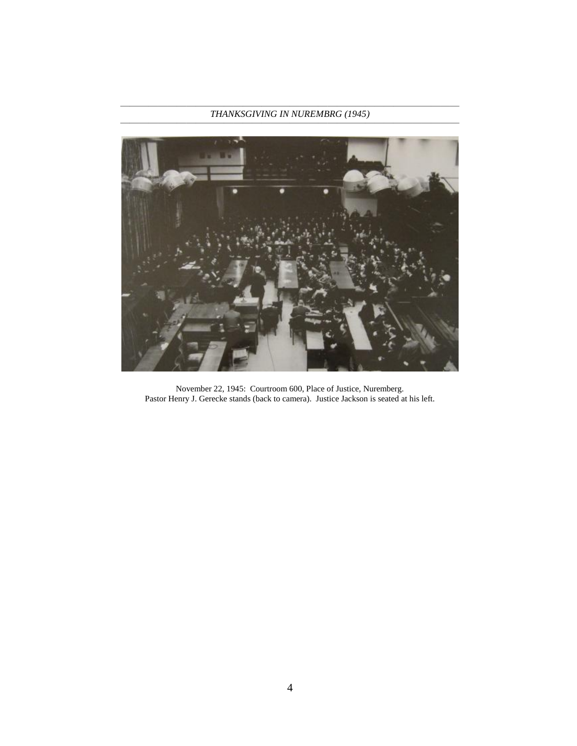November 22, 1945: Courtroom 600, Place of Justice, Nuremberg.
Pastor Henry J. Gerecke stands (back to camera). Justice Jackson is seated at his left.